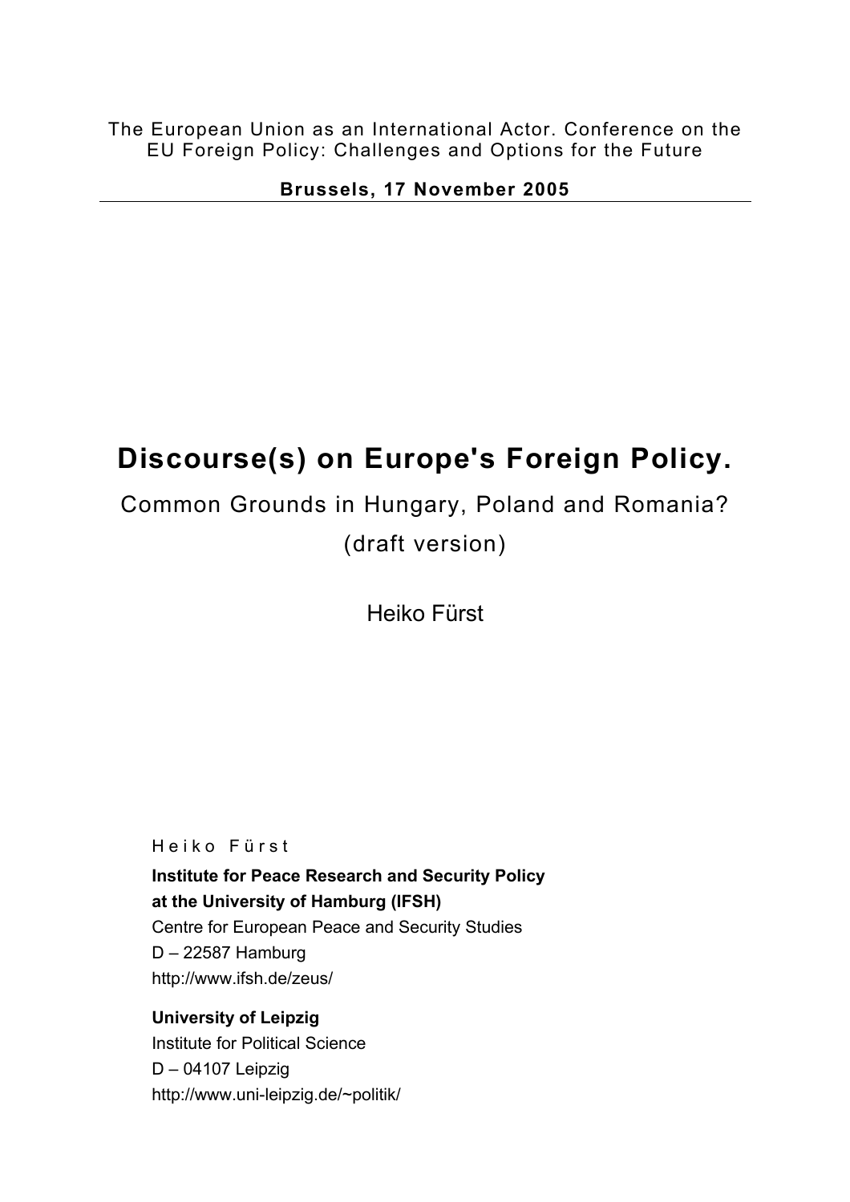The European Union as an International Actor. Conference on the EU Foreign Policy: Challenges and Options for the Future

**Brussels, 17 November 2005**

# Discourse(s) on Europe's Foreign Policy.

Common Grounds in Hungary, Poland and Romania?

(draft version)

Heiko Fürst

Heiko Fürst

**Institute for Peace Research and Security Policy at the University of Hamburg (IFSH)**
Centre for European Peace and Security Studies
D – 22587 Hamburg
http://www.ifsh.de/zeus/

**University of Leipzig**
Institute for Political Science
D – 04107 Leipzig
http://www.uni-leipzig.de/~politik/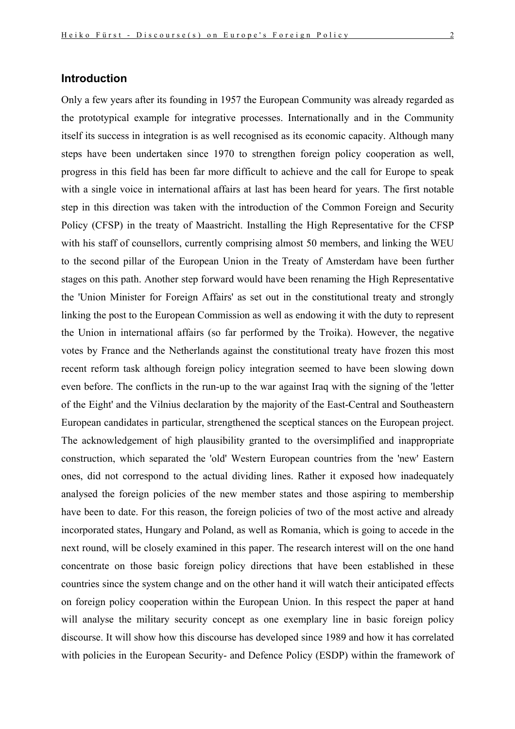## Introduction

Only a few years after its founding in 1957 the European Community was already regarded as the prototypical example for integrative processes. Internationally and in the Community itself its success in integration is as well recognised as its economic capacity. Although many steps have been undertaken since 1970 to strengthen foreign policy cooperation as well, progress in this field has been far more difficult to achieve and the call for Europe to speak with a single voice in international affairs at last has been heard for years. The first notable step in this direction was taken with the introduction of the Common Foreign and Security Policy (CFSP) in the treaty of Maastricht. Installing the High Representative for the CFSP with his staff of counsellors, currently comprising almost 50 members, and linking the WEU to the second pillar of the European Union in the Treaty of Amsterdam have been further stages on this path. Another step forward would have been renaming the High Representative the 'Union Minister for Foreign Affairs' as set out in the constitutional treaty and strongly linking the post to the European Commission as well as endowing it with the duty to represent the Union in international affairs (so far performed by the Troika). However, the negative votes by France and the Netherlands against the constitutional treaty have frozen this most recent reform task although foreign policy integration seemed to have been slowing down even before. The conflicts in the run-up to the war against Iraq with the signing of the 'letter of the Eight' and the Vilnius declaration by the majority of the East-Central and Southeastern European candidates in particular, strengthened the sceptical stances on the European project. The acknowledgement of high plausibility granted to the oversimplified and inappropriate construction, which separated the 'old' Western European countries from the 'new' Eastern ones, did not correspond to the actual dividing lines. Rather it exposed how inadequately analysed the foreign policies of the new member states and those aspiring to membership have been to date. For this reason, the foreign policies of two of the most active and already incorporated states, Hungary and Poland, as well as Romania, which is going to accede in the next round, will be closely examined in this paper. The research interest will on the one hand concentrate on those basic foreign policy directions that have been established in these countries since the system change and on the other hand it will watch their anticipated effects on foreign policy cooperation within the European Union. In this respect the paper at hand will analyse the military security concept as one exemplary line in basic foreign policy discourse. It will show how this discourse has developed since 1989 and how it has correlated with policies in the European Security- and Defence Policy (ESDP) within the framework of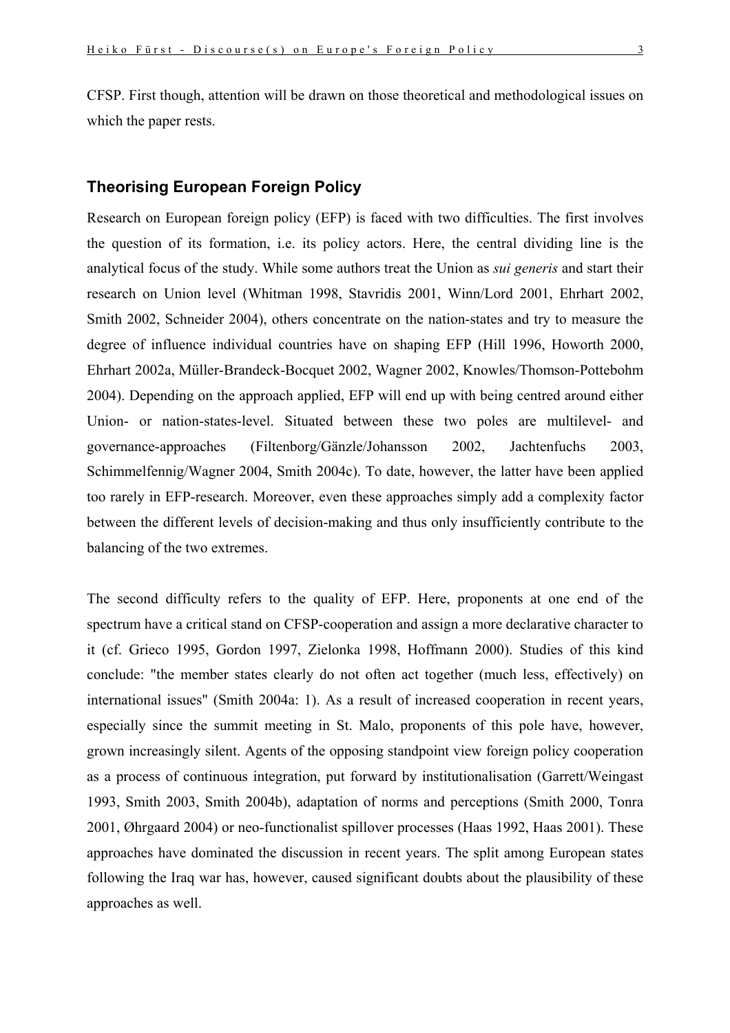CFSP. First though, attention will be drawn on those theoretical and methodological issues on which the paper rests.

## Theorising European Foreign Policy

Research on European foreign policy (EFP) is faced with two difficulties. The first involves the question of its formation, i.e. its policy actors. Here, the central dividing line is the analytical focus of the study. While some authors treat the Union as *sui generis* and start their research on Union level (Whitman 1998, Stavridis 2001, Winn/Lord 2001, Ehrhart 2002, Smith 2002, Schneider 2004), others concentrate on the nation-states and try to measure the degree of influence individual countries have on shaping EFP (Hill 1996, Howorth 2000, Ehrhart 2002a, Müller-Brandeck-Bocquet 2002, Wagner 2002, Knowles/Thomson-Pottebohm 2004). Depending on the approach applied, EFP will end up with being centred around either Union- or nation-states-level. Situated between these two poles are multilevel- and governance-approaches (Filtenborg/Gänzle/Johansson 2002, Jachtenfuchs 2003, Schimmelfennig/Wagner 2004, Smith 2004c). To date, however, the latter have been applied too rarely in EFP-research. Moreover, even these approaches simply add a complexity factor between the different levels of decision-making and thus only insufficiently contribute to the balancing of the two extremes.

The second difficulty refers to the quality of EFP. Here, proponents at one end of the spectrum have a critical stand on CFSP-cooperation and assign a more declarative character to it (cf. Grieco 1995, Gordon 1997, Zielonka 1998, Hoffmann 2000). Studies of this kind conclude: "the member states clearly do not often act together (much less, effectively) on international issues" (Smith 2004a: 1). As a result of increased cooperation in recent years, especially since the summit meeting in St. Malo, proponents of this pole have, however, grown increasingly silent. Agents of the opposing standpoint view foreign policy cooperation as a process of continuous integration, put forward by institutionalisation (Garrett/Weingast 1993, Smith 2003, Smith 2004b), adaptation of norms and perceptions (Smith 2000, Tonra 2001, Øhrgaard 2004) or neo-functionalist spillover processes (Haas 1992, Haas 2001). These approaches have dominated the discussion in recent years. The split among European states following the Iraq war has, however, caused significant doubts about the plausibility of these approaches as well.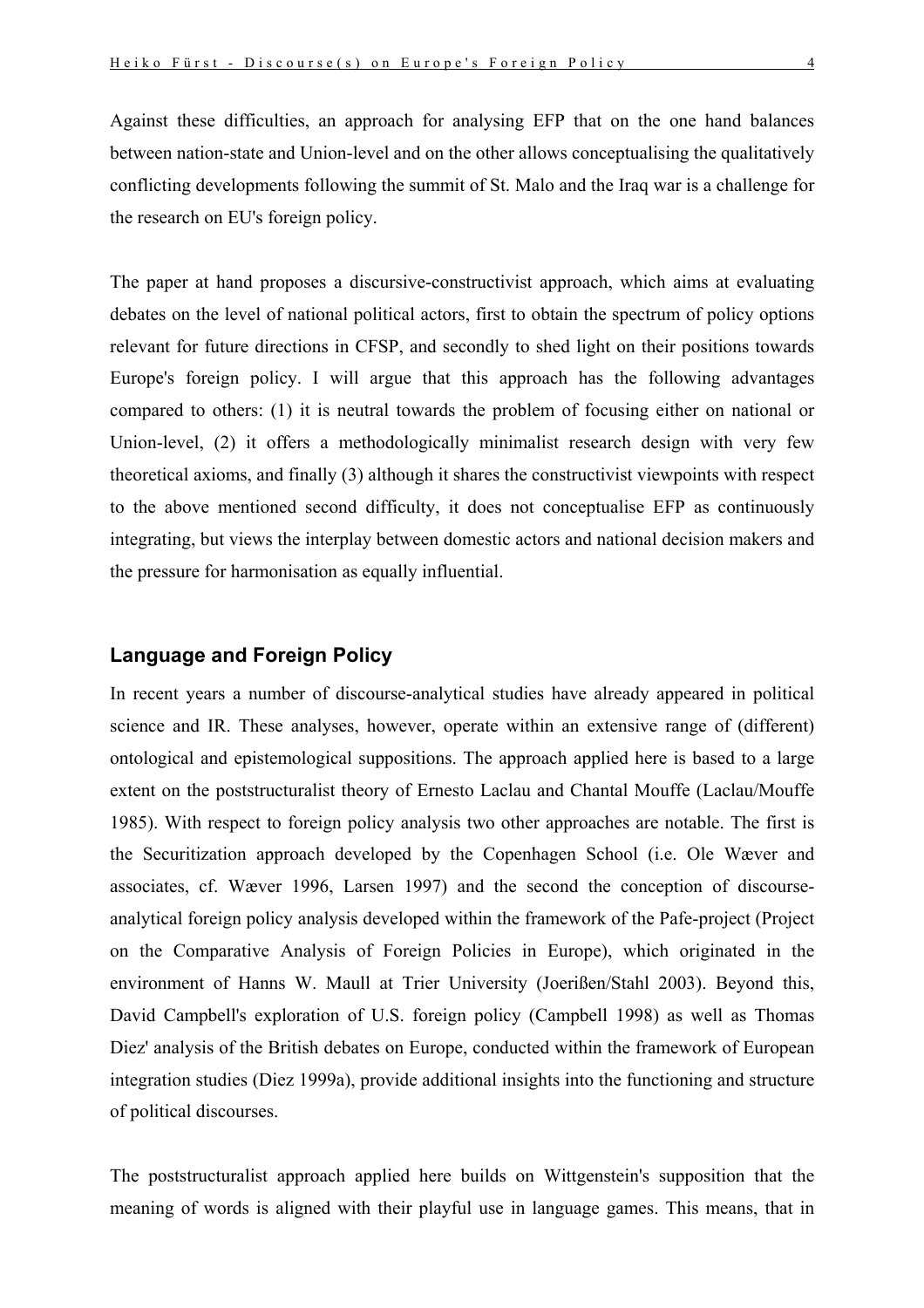Against these difficulties, an approach for analysing EFP that on the one hand balances between nation-state and Union-level and on the other allows conceptualising the qualitatively conflicting developments following the summit of St. Malo and the Iraq war is a challenge for the research on EU's foreign policy.

The paper at hand proposes a discursive-constructivist approach, which aims at evaluating debates on the level of national political actors, first to obtain the spectrum of policy options relevant for future directions in CFSP, and secondly to shed light on their positions towards Europe's foreign policy. I will argue that this approach has the following advantages compared to others: (1) it is neutral towards the problem of focusing either on national or Union-level, (2) it offers a methodologically minimalist research design with very few theoretical axioms, and finally (3) although it shares the constructivist viewpoints with respect to the above mentioned second difficulty, it does not conceptualise EFP as continuously integrating, but views the interplay between domestic actors and national decision makers and the pressure for harmonisation as equally influential.

## Language and Foreign Policy

In recent years a number of discourse-analytical studies have already appeared in political science and IR. These analyses, however, operate within an extensive range of (different) ontological and epistemological suppositions. The approach applied here is based to a large extent on the poststructuralist theory of Ernesto Laclau and Chantal Mouffe (Laclau/Mouffe 1985). With respect to foreign policy analysis two other approaches are notable. The first is the Securitization approach developed by the Copenhagen School (i.e. Ole Wæver and associates, cf. Wæver 1996, Larsen 1997) and the second the conception of discourse-analytical foreign policy analysis developed within the framework of the Pafe-project (Project on the Comparative Analysis of Foreign Policies in Europe), which originated in the environment of Hanns W. Maull at Trier University (Joerißen/Stahl 2003). Beyond this, David Campbell's exploration of U.S. foreign policy (Campbell 1998) as well as Thomas Diez' analysis of the British debates on Europe, conducted within the framework of European integration studies (Diez 1999a), provide additional insights into the functioning and structure of political discourses.

The poststructuralist approach applied here builds on Wittgenstein's supposition that the meaning of words is aligned with their playful use in language games. This means, that in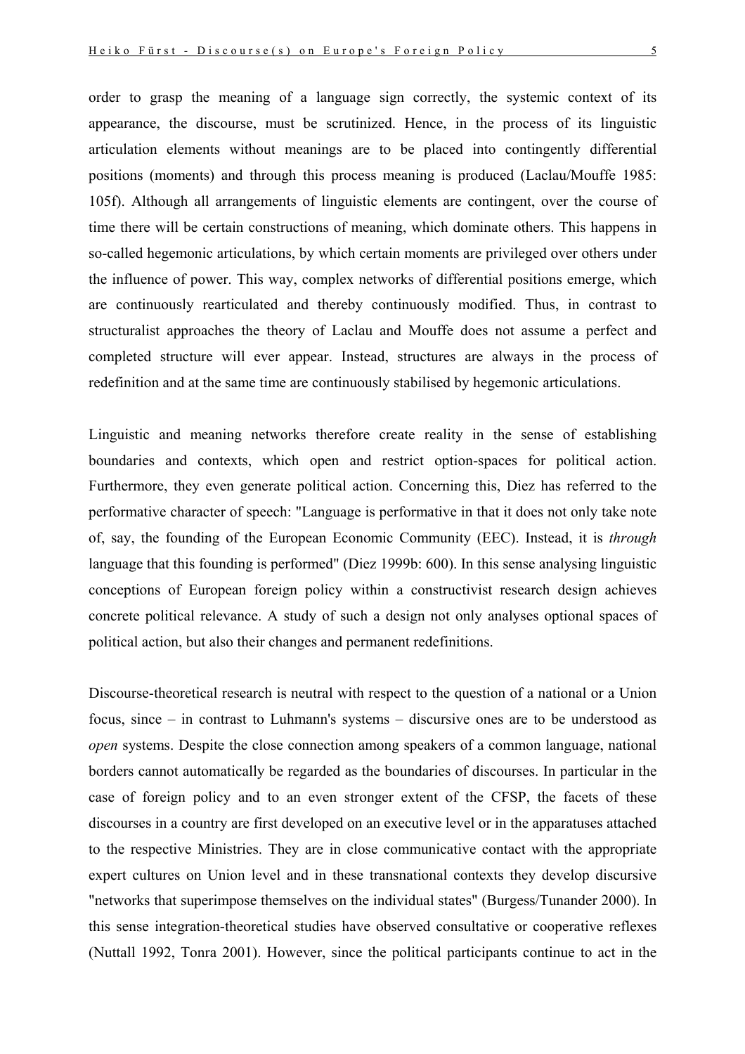order to grasp the meaning of a language sign correctly, the systemic context of its appearance, the discourse, must be scrutinized. Hence, in the process of its linguistic articulation elements without meanings are to be placed into contingently differential positions (moments) and through this process meaning is produced (Laclau/Mouffe 1985: 105f). Although all arrangements of linguistic elements are contingent, over the course of time there will be certain constructions of meaning, which dominate others. This happens in so-called hegemonic articulations, by which certain moments are privileged over others under the influence of power. This way, complex networks of differential positions emerge, which are continuously rearticulated and thereby continuously modified. Thus, in contrast to structuralist approaches the theory of Laclau and Mouffe does not assume a perfect and completed structure will ever appear. Instead, structures are always in the process of redefinition and at the same time are continuously stabilised by hegemonic articulations.

Linguistic and meaning networks therefore create reality in the sense of establishing boundaries and contexts, which open and restrict option-spaces for political action. Furthermore, they even generate political action. Concerning this, Diez has referred to the performative character of speech: "Language is performative in that it does not only take note of, say, the founding of the European Economic Community (EEC). Instead, it is *through* language that this founding is performed" (Diez 1999b: 600). In this sense analysing linguistic conceptions of European foreign policy within a constructivist research design achieves concrete political relevance. A study of such a design not only analyses optional spaces of political action, but also their changes and permanent redefinitions.

Discourse-theoretical research is neutral with respect to the question of a national or a Union focus, since – in contrast to Luhmann's systems – discursive ones are to be understood as *open* systems. Despite the close connection among speakers of a common language, national borders cannot automatically be regarded as the boundaries of discourses. In particular in the case of foreign policy and to an even stronger extent of the CFSP, the facets of these discourses in a country are first developed on an executive level or in the apparatuses attached to the respective Ministries. They are in close communicative contact with the appropriate expert cultures on Union level and in these transnational contexts they develop discursive "networks that superimpose themselves on the individual states" (Burgess/Tunander 2000). In this sense integration-theoretical studies have observed consultative or cooperative reflexes (Nuttall 1992, Tonra 2001). However, since the political participants continue to act in the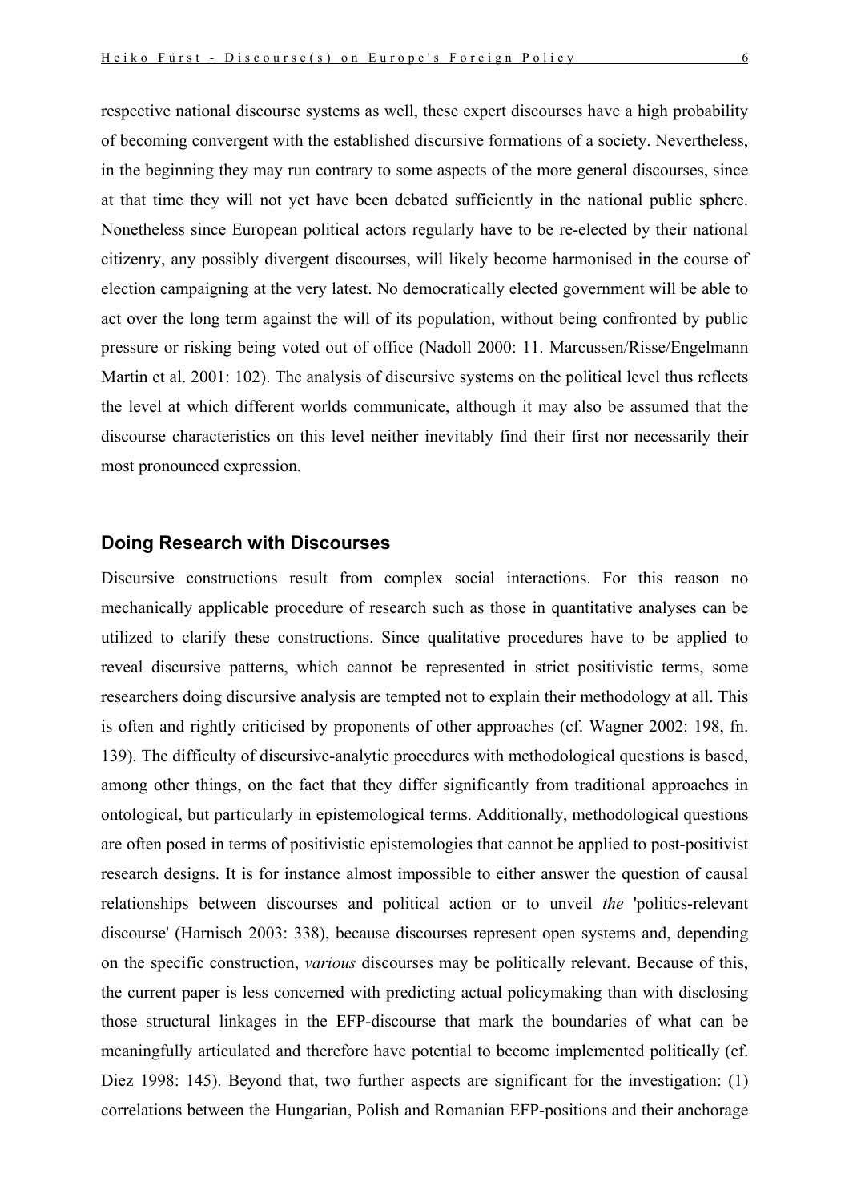respective national discourse systems as well, these expert discourses have a high probability of becoming convergent with the established discursive formations of a society. Nevertheless, in the beginning they may run contrary to some aspects of the more general discourses, since at that time they will not yet have been debated sufficiently in the national public sphere. Nonetheless since European political actors regularly have to be re-elected by their national citizenry, any possibly divergent discourses, will likely become harmonised in the course of election campaigning at the very latest. No democratically elected government will be able to act over the long term against the will of its population, without being confronted by public pressure or risking being voted out of office (Nadoll 2000: 11. Marcussen/Risse/Engelmann Martin et al. 2001: 102). The analysis of discursive systems on the political level thus reflects the level at which different worlds communicate, although it may also be assumed that the discourse characteristics on this level neither inevitably find their first nor necessarily their most pronounced expression.

## Doing Research with Discourses

Discursive constructions result from complex social interactions. For this reason no mechanically applicable procedure of research such as those in quantitative analyses can be utilized to clarify these constructions. Since qualitative procedures have to be applied to reveal discursive patterns, which cannot be represented in strict positivistic terms, some researchers doing discursive analysis are tempted not to explain their methodology at all. This is often and rightly criticised by proponents of other approaches (cf. Wagner 2002: 198, fn. 139). The difficulty of discursive-analytic procedures with methodological questions is based, among other things, on the fact that they differ significantly from traditional approaches in ontological, but particularly in epistemological terms. Additionally, methodological questions are often posed in terms of positivistic epistemologies that cannot be applied to post-positivist research designs. It is for instance almost impossible to either answer the question of causal relationships between discourses and political action or to unveil *the* 'politics-relevant discourse' (Harnisch 2003: 338), because discourses represent open systems and, depending on the specific construction, *various* discourses may be politically relevant. Because of this, the current paper is less concerned with predicting actual policymaking than with disclosing those structural linkages in the EFP-discourse that mark the boundaries of what can be meaningfully articulated and therefore have potential to become implemented politically (cf. Diez 1998: 145). Beyond that, two further aspects are significant for the investigation: (1) correlations between the Hungarian, Polish and Romanian EFP-positions and their anchorage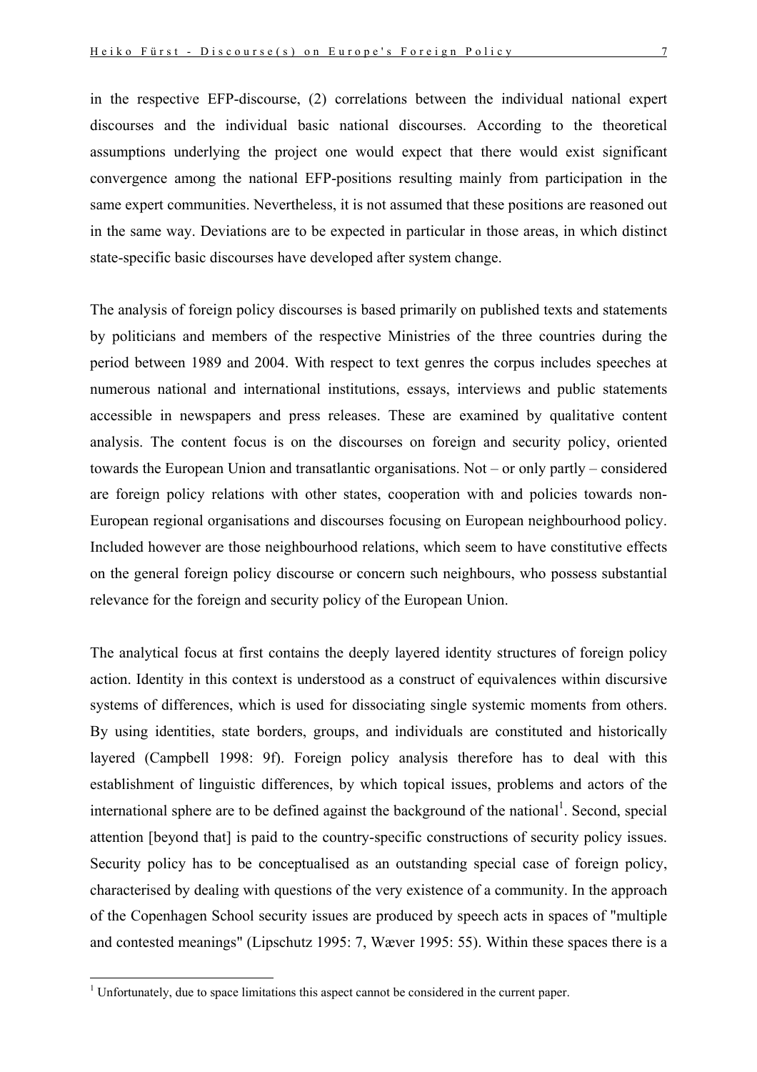in the respective EFP-discourse, (2) correlations between the individual national expert discourses and the individual basic national discourses. According to the theoretical assumptions underlying the project one would expect that there would exist significant convergence among the national EFP-positions resulting mainly from participation in the same expert communities. Nevertheless, it is not assumed that these positions are reasoned out in the same way. Deviations are to be expected in particular in those areas, in which distinct state-specific basic discourses have developed after system change.

The analysis of foreign policy discourses is based primarily on published texts and statements by politicians and members of the respective Ministries of the three countries during the period between 1989 and 2004. With respect to text genres the corpus includes speeches at numerous national and international institutions, essays, interviews and public statements accessible in newspapers and press releases. These are examined by qualitative content analysis. The content focus is on the discourses on foreign and security policy, oriented towards the European Union and transatlantic organisations. Not – or only partly – considered are foreign policy relations with other states, cooperation with and policies towards non-European regional organisations and discourses focusing on European neighbourhood policy. Included however are those neighbourhood relations, which seem to have constitutive effects on the general foreign policy discourse or concern such neighbours, who possess substantial relevance for the foreign and security policy of the European Union.

The analytical focus at first contains the deeply layered identity structures of foreign policy action. Identity in this context is understood as a construct of equivalences within discursive systems of differences, which is used for dissociating single systemic moments from others. By using identities, state borders, groups, and individuals are constituted and historically layered (Campbell 1998: 9f). Foreign policy analysis therefore has to deal with this establishment of linguistic differences, by which topical issues, problems and actors of the international sphere are to be defined against the background of the national[1]. Second, special attention [beyond that] is paid to the country-specific constructions of security policy issues. Security policy has to be conceptualised as an outstanding special case of foreign policy, characterised by dealing with questions of the very existence of a community. In the approach of the Copenhagen School security issues are produced by speech acts in spaces of "multiple and contested meanings" (Lipschutz 1995: 7, Wæver 1995: 55). Within these spaces there is a

[1] Unfortunately, due to space limitations this aspect cannot be considered in the current paper.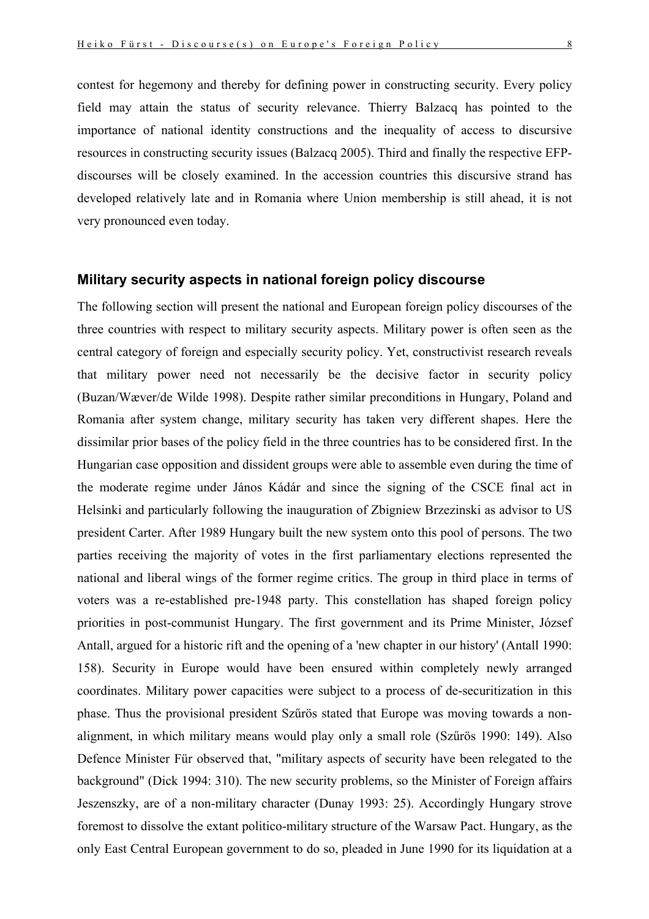contest for hegemony and thereby for defining power in constructing security. Every policy field may attain the status of security relevance. Thierry Balzacq has pointed to the importance of national identity constructions and the inequality of access to discursive resources in constructing security issues (Balzacq 2005). Third and finally the respective EFP-discourses will be closely examined. In the accession countries this discursive strand has developed relatively late and in Romania where Union membership is still ahead, it is not very pronounced even today.

## Military security aspects in national foreign policy discourse

The following section will present the national and European foreign policy discourses of the three countries with respect to military security aspects. Military power is often seen as the central category of foreign and especially security policy. Yet, constructivist research reveals that military power need not necessarily be the decisive factor in security policy (Buzan/Wæver/de Wilde 1998). Despite rather similar preconditions in Hungary, Poland and Romania after system change, military security has taken very different shapes. Here the dissimilar prior bases of the policy field in the three countries has to be considered first. In the Hungarian case opposition and dissident groups were able to assemble even during the time of the moderate regime under János Kádár and since the signing of the CSCE final act in Helsinki and particularly following the inauguration of Zbigniew Brzezinski as advisor to US president Carter. After 1989 Hungary built the new system onto this pool of persons. The two parties receiving the majority of votes in the first parliamentary elections represented the national and liberal wings of the former regime critics. The group in third place in terms of voters was a re-established pre-1948 party. This constellation has shaped foreign policy priorities in post-communist Hungary. The first government and its Prime Minister, József Antall, argued for a historic rift and the opening of a 'new chapter in our history' (Antall 1990: 158). Security in Europe would have been ensured within completely newly arranged coordinates. Military power capacities were subject to a process of de-securitization in this phase. Thus the provisional president Szűrös stated that Europe was moving towards a non-alignment, in which military means would play only a small role (Szűrös 1990: 149). Also Defence Minister Für observed that, "military aspects of security have been relegated to the background" (Dick 1994: 310). The new security problems, so the Minister of Foreign affairs Jeszenszky, are of a non-military character (Dunay 1993: 25). Accordingly Hungary strove foremost to dissolve the extant politico-military structure of the Warsaw Pact. Hungary, as the only East Central European government to do so, pleaded in June 1990 for its liquidation at a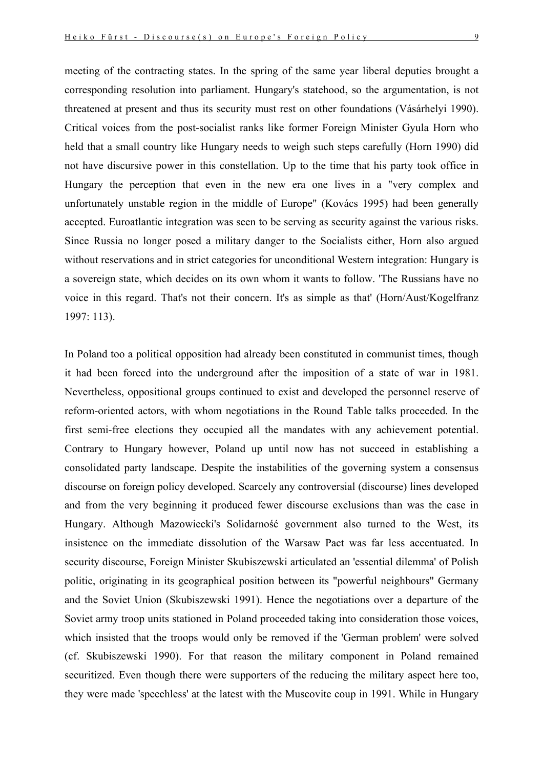meeting of the contracting states. In the spring of the same year liberal deputies brought a corresponding resolution into parliament. Hungary's statehood, so the argumentation, is not threatened at present and thus its security must rest on other foundations (Vásárhelyi 1990). Critical voices from the post-socialist ranks like former Foreign Minister Gyula Horn who held that a small country like Hungary needs to weigh such steps carefully (Horn 1990) did not have discursive power in this constellation. Up to the time that his party took office in Hungary the perception that even in the new era one lives in a "very complex and unfortunately unstable region in the middle of Europe" (Kovács 1995) had been generally accepted. Euroatlantic integration was seen to be serving as security against the various risks. Since Russia no longer posed a military danger to the Socialists either, Horn also argued without reservations and in strict categories for unconditional Western integration: Hungary is a sovereign state, which decides on its own whom it wants to follow. 'The Russians have no voice in this regard. That's not their concern. It's as simple as that' (Horn/Aust/Kogelfranz 1997: 113).

In Poland too a political opposition had already been constituted in communist times, though it had been forced into the underground after the imposition of a state of war in 1981. Nevertheless, oppositional groups continued to exist and developed the personnel reserve of reform-oriented actors, with whom negotiations in the Round Table talks proceeded. In the first semi-free elections they occupied all the mandates with any achievement potential. Contrary to Hungary however, Poland up until now has not succeed in establishing a consolidated party landscape. Despite the instabilities of the governing system a consensus discourse on foreign policy developed. Scarcely any controversial (discourse) lines developed and from the very beginning it produced fewer discourse exclusions than was the case in Hungary. Although Mazowiecki's Solidarność government also turned to the West, its insistence on the immediate dissolution of the Warsaw Pact was far less accentuated. In security discourse, Foreign Minister Skubiszewski articulated an 'essential dilemma' of Polish politic, originating in its geographical position between its "powerful neighbours" Germany and the Soviet Union (Skubiszewski 1991). Hence the negotiations over a departure of the Soviet army troop units stationed in Poland proceeded taking into consideration those voices, which insisted that the troops would only be removed if the 'German problem' were solved (cf. Skubiszewski 1990). For that reason the military component in Poland remained securitized. Even though there were supporters of the reducing the military aspect here too, they were made 'speechless' at the latest with the Muscovite coup in 1991. While in Hungary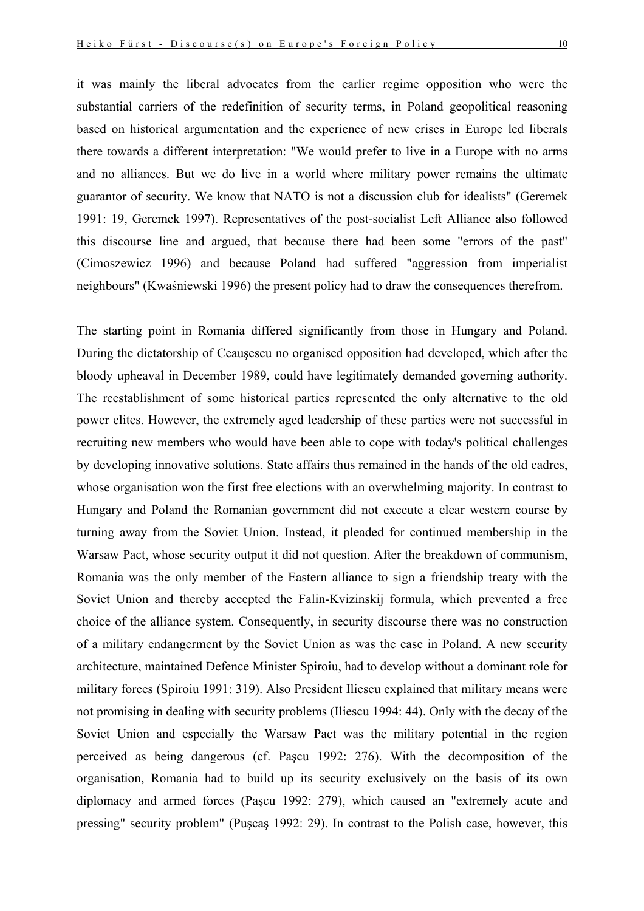it was mainly the liberal advocates from the earlier regime opposition who were the substantial carriers of the redefinition of security terms, in Poland geopolitical reasoning based on historical argumentation and the experience of new crises in Europe led liberals there towards a different interpretation: "We would prefer to live in a Europe with no arms and no alliances. But we do live in a world where military power remains the ultimate guarantor of security. We know that NATO is not a discussion club for idealists" (Geremek 1991: 19, Geremek 1997). Representatives of the post-socialist Left Alliance also followed this discourse line and argued, that because there had been some "errors of the past" (Cimoszewicz 1996) and because Poland had suffered "aggression from imperialist neighbours" (Kwaśniewski 1996) the present policy had to draw the consequences therefrom.

The starting point in Romania differed significantly from those in Hungary and Poland. During the dictatorship of Ceauşescu no organised opposition had developed, which after the bloody upheaval in December 1989, could have legitimately demanded governing authority. The reestablishment of some historical parties represented the only alternative to the old power elites. However, the extremely aged leadership of these parties were not successful in recruiting new members who would have been able to cope with today's political challenges by developing innovative solutions. State affairs thus remained in the hands of the old cadres, whose organisation won the first free elections with an overwhelming majority. In contrast to Hungary and Poland the Romanian government did not execute a clear western course by turning away from the Soviet Union. Instead, it pleaded for continued membership in the Warsaw Pact, whose security output it did not question. After the breakdown of communism, Romania was the only member of the Eastern alliance to sign a friendship treaty with the Soviet Union and thereby accepted the Falin-Kvizinskij formula, which prevented a free choice of the alliance system. Consequently, in security discourse there was no construction of a military endangerment by the Soviet Union as was the case in Poland. A new security architecture, maintained Defence Minister Spiroiu, had to develop without a dominant role for military forces (Spiroiu 1991: 319). Also President Iliescu explained that military means were not promising in dealing with security problems (Iliescu 1994: 44). Only with the decay of the Soviet Union and especially the Warsaw Pact was the military potential in the region perceived as being dangerous (cf. Paşcu 1992: 276). With the decomposition of the organisation, Romania had to build up its security exclusively on the basis of its own diplomacy and armed forces (Paşcu 1992: 279), which caused an "extremely acute and pressing" security problem" (Puşcaş 1992: 29). In contrast to the Polish case, however, this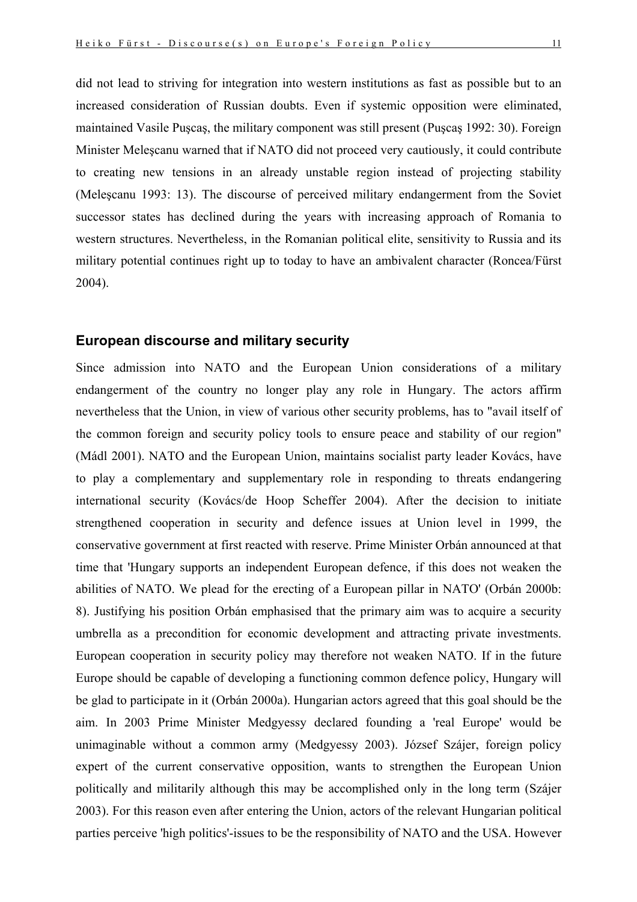did not lead to striving for integration into western institutions as fast as possible but to an increased consideration of Russian doubts. Even if systemic opposition were eliminated, maintained Vasile Puşcaş, the military component was still present (Puşcaş 1992: 30). Foreign Minister Meleşcanu warned that if NATO did not proceed very cautiously, it could contribute to creating new tensions in an already unstable region instead of projecting stability (Meleşcanu 1993: 13). The discourse of perceived military endangerment from the Soviet successor states has declined during the years with increasing approach of Romania to western structures. Nevertheless, in the Romanian political elite, sensitivity to Russia and its military potential continues right up to today to have an ambivalent character (Roncea/Fürst 2004).

## European discourse and military security

Since admission into NATO and the European Union considerations of a military endangerment of the country no longer play any role in Hungary. The actors affirm nevertheless that the Union, in view of various other security problems, has to "avail itself of the common foreign and security policy tools to ensure peace and stability of our region" (Mádl 2001). NATO and the European Union, maintains socialist party leader Kovács, have to play a complementary and supplementary role in responding to threats endangering international security (Kovács/de Hoop Scheffer 2004). After the decision to initiate strengthened cooperation in security and defence issues at Union level in 1999, the conservative government at first reacted with reserve. Prime Minister Orbán announced at that time that 'Hungary supports an independent European defence, if this does not weaken the abilities of NATO. We plead for the erecting of a European pillar in NATO' (Orbán 2000b: 8). Justifying his position Orbán emphasised that the primary aim was to acquire a security umbrella as a precondition for economic development and attracting private investments. European cooperation in security policy may therefore not weaken NATO. If in the future Europe should be capable of developing a functioning common defence policy, Hungary will be glad to participate in it (Orbán 2000a). Hungarian actors agreed that this goal should be the aim. In 2003 Prime Minister Medgyessy declared founding a 'real Europe' would be unimaginable without a common army (Medgyessy 2003). József Szájer, foreign policy expert of the current conservative opposition, wants to strengthen the European Union politically and militarily although this may be accomplished only in the long term (Szájer 2003). For this reason even after entering the Union, actors of the relevant Hungarian political parties perceive 'high politics'-issues to be the responsibility of NATO and the USA. However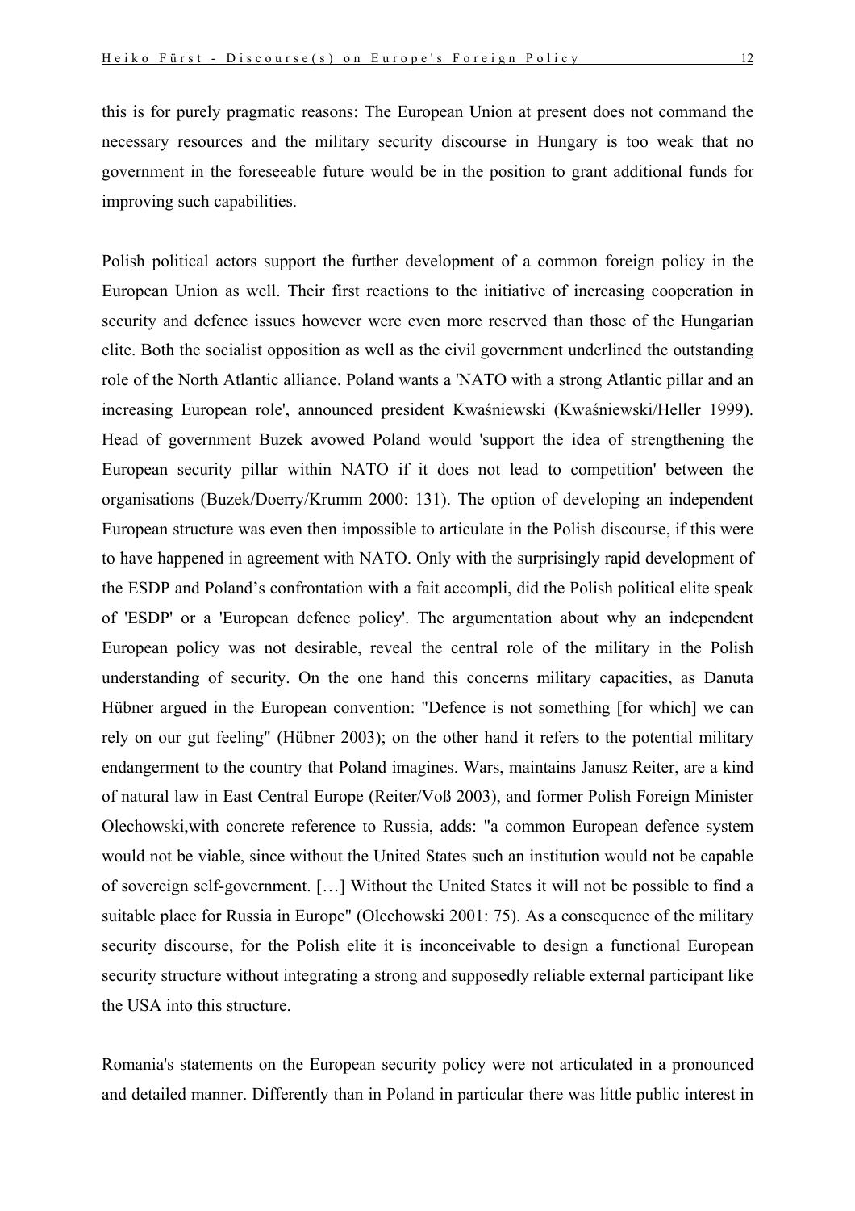this is for purely pragmatic reasons: The European Union at present does not command the necessary resources and the military security discourse in Hungary is too weak that no government in the foreseeable future would be in the position to grant additional funds for improving such capabilities.

Polish political actors support the further development of a common foreign policy in the European Union as well. Their first reactions to the initiative of increasing cooperation in security and defence issues however were even more reserved than those of the Hungarian elite. Both the socialist opposition as well as the civil government underlined the outstanding role of the North Atlantic alliance. Poland wants a 'NATO with a strong Atlantic pillar and an increasing European role', announced president Kwaśniewski (Kwaśniewski/Heller 1999). Head of government Buzek avowed Poland would 'support the idea of strengthening the European security pillar within NATO if it does not lead to competition' between the organisations (Buzek/Doerry/Krumm 2000: 131). The option of developing an independent European structure was even then impossible to articulate in the Polish discourse, if this were to have happened in agreement with NATO. Only with the surprisingly rapid development of the ESDP and Poland's confrontation with a fait accompli, did the Polish political elite speak of 'ESDP' or a 'European defence policy'. The argumentation about why an independent European policy was not desirable, reveal the central role of the military in the Polish understanding of security. On the one hand this concerns military capacities, as Danuta Hübner argued in the European convention: "Defence is not something [for which] we can rely on our gut feeling" (Hübner 2003); on the other hand it refers to the potential military endangerment to the country that Poland imagines. Wars, maintains Janusz Reiter, are a kind of natural law in East Central Europe (Reiter/Voß 2003), and former Polish Foreign Minister Olechowski,with concrete reference to Russia, adds: "a common European defence system would not be viable, since without the United States such an institution would not be capable of sovereign self-government. […] Without the United States it will not be possible to find a suitable place for Russia in Europe" (Olechowski 2001: 75). As a consequence of the military security discourse, for the Polish elite it is inconceivable to design a functional European security structure without integrating a strong and supposedly reliable external participant like the USA into this structure.

Romania's statements on the European security policy were not articulated in a pronounced and detailed manner. Differently than in Poland in particular there was little public interest in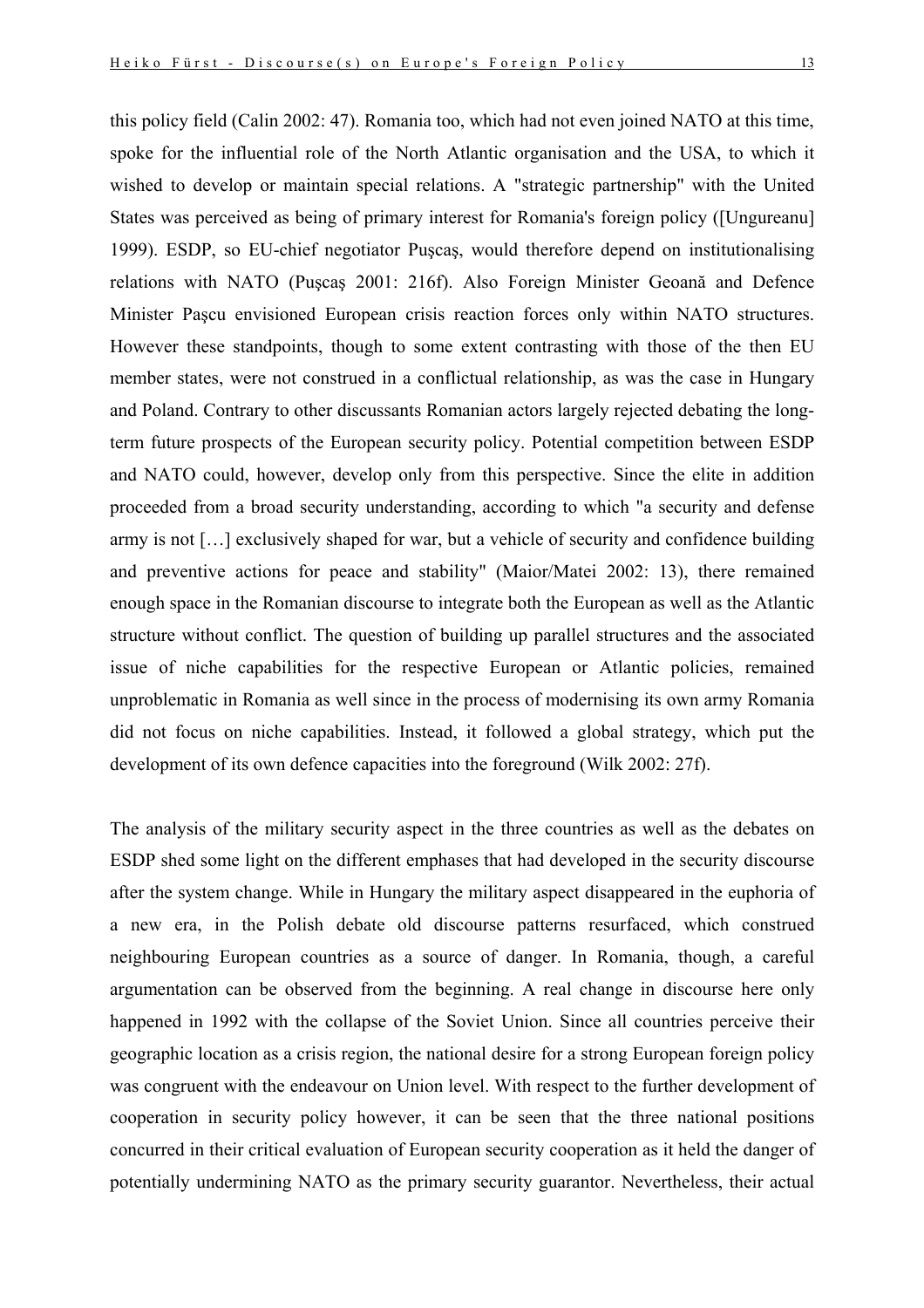this policy field (Calin 2002: 47). Romania too, which had not even joined NATO at this time, spoke for the influential role of the North Atlantic organisation and the USA, to which it wished to develop or maintain special relations. A "strategic partnership" with the United States was perceived as being of primary interest for Romania's foreign policy ([Ungureanu] 1999). ESDP, so EU-chief negotiator Puşcaş, would therefore depend on institutionalising relations with NATO (Puşcaş 2001: 216f). Also Foreign Minister Geoană and Defence Minister Paşcu envisioned European crisis reaction forces only within NATO structures. However these standpoints, though to some extent contrasting with those of the then EU member states, were not construed in a conflictual relationship, as was the case in Hungary and Poland. Contrary to other discussants Romanian actors largely rejected debating the long-term future prospects of the European security policy. Potential competition between ESDP and NATO could, however, develop only from this perspective. Since the elite in addition proceeded from a broad security understanding, according to which "a security and defense army is not […] exclusively shaped for war, but a vehicle of security and confidence building and preventive actions for peace and stability" (Maior/Matei 2002: 13), there remained enough space in the Romanian discourse to integrate both the European as well as the Atlantic structure without conflict. The question of building up parallel structures and the associated issue of niche capabilities for the respective European or Atlantic policies, remained unproblematic in Romania as well since in the process of modernising its own army Romania did not focus on niche capabilities. Instead, it followed a global strategy, which put the development of its own defence capacities into the foreground (Wilk 2002: 27f).

The analysis of the military security aspect in the three countries as well as the debates on ESDP shed some light on the different emphases that had developed in the security discourse after the system change. While in Hungary the military aspect disappeared in the euphoria of a new era, in the Polish debate old discourse patterns resurfaced, which construed neighbouring European countries as a source of danger. In Romania, though, a careful argumentation can be observed from the beginning. A real change in discourse here only happened in 1992 with the collapse of the Soviet Union. Since all countries perceive their geographic location as a crisis region, the national desire for a strong European foreign policy was congruent with the endeavour on Union level. With respect to the further development of cooperation in security policy however, it can be seen that the three national positions concurred in their critical evaluation of European security cooperation as it held the danger of potentially undermining NATO as the primary security guarantor. Nevertheless, their actual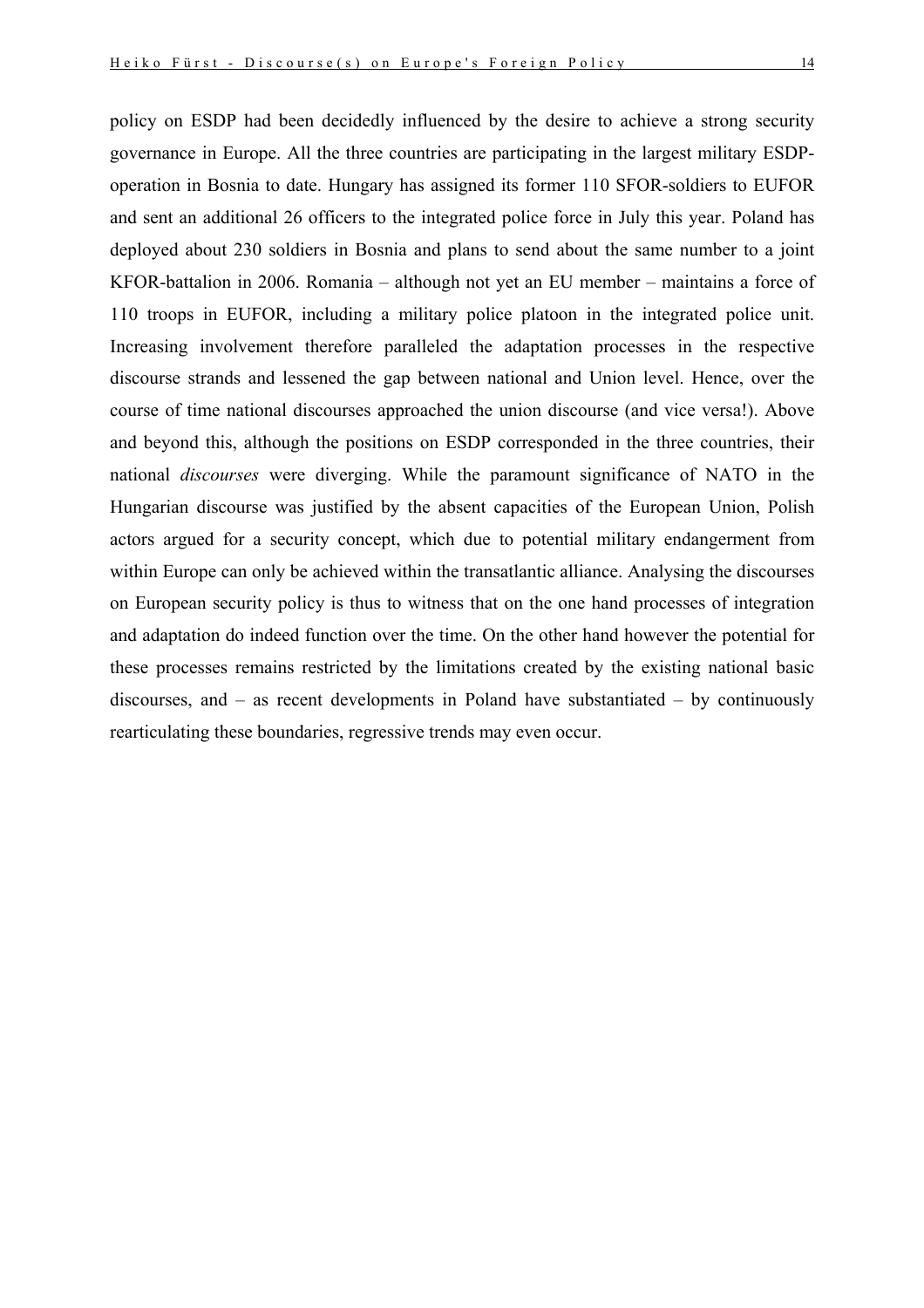policy on ESDP had been decidedly influenced by the desire to achieve a strong security governance in Europe. All the three countries are participating in the largest military ESDP-operation in Bosnia to date. Hungary has assigned its former 110 SFOR-soldiers to EUFOR and sent an additional 26 officers to the integrated police force in July this year. Poland has deployed about 230 soldiers in Bosnia and plans to send about the same number to a joint KFOR-battalion in 2006. Romania – although not yet an EU member – maintains a force of 110 troops in EUFOR, including a military police platoon in the integrated police unit. Increasing involvement therefore paralleled the adaptation processes in the respective discourse strands and lessened the gap between national and Union level. Hence, over the course of time national discourses approached the union discourse (and vice versa!). Above and beyond this, although the positions on ESDP corresponded in the three countries, their national *discourses* were diverging. While the paramount significance of NATO in the Hungarian discourse was justified by the absent capacities of the European Union, Polish actors argued for a security concept, which due to potential military endangerment from within Europe can only be achieved within the transatlantic alliance. Analysing the discourses on European security policy is thus to witness that on the one hand processes of integration and adaptation do indeed function over the time. On the other hand however the potential for these processes remains restricted by the limitations created by the existing national basic discourses, and – as recent developments in Poland have substantiated – by continuously rearticulating these boundaries, regressive trends may even occur.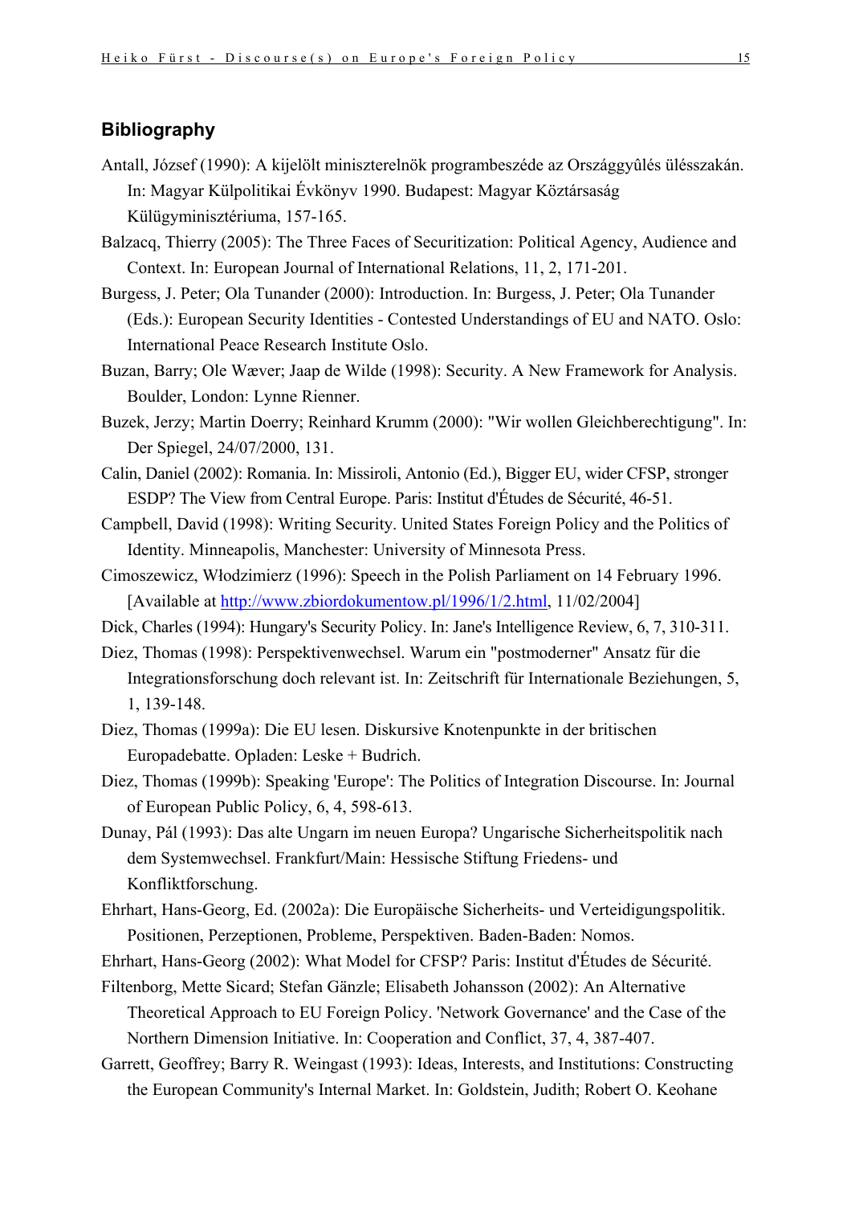## Bibliography

Antall, József (1990): A kijelölt miniszterelnök programbeszéde az Országgyûlés ülésszakán. In: Magyar Külpolitikai Évkönyv 1990. Budapest: Magyar Köztársaság Külügyminisztériuma, 157-165.

Balzacq, Thierry (2005): The Three Faces of Securitization: Political Agency, Audience and Context. In: European Journal of International Relations, 11, 2, 171-201.

Burgess, J. Peter; Ola Tunander (2000): Introduction. In: Burgess, J. Peter; Ola Tunander (Eds.): European Security Identities - Contested Understandings of EU and NATO. Oslo: International Peace Research Institute Oslo.

Buzan, Barry; Ole Wæver; Jaap de Wilde (1998): Security. A New Framework for Analysis. Boulder, London: Lynne Rienner.

Buzek, Jerzy; Martin Doerry; Reinhard Krumm (2000): "Wir wollen Gleichberechtigung". In: Der Spiegel, 24/07/2000, 131.

Calin, Daniel (2002): Romania. In: Missiroli, Antonio (Ed.), Bigger EU, wider CFSP, stronger ESDP? The View from Central Europe. Paris: Institut d'Études de Sécurité, 46-51.

Campbell, David (1998): Writing Security. United States Foreign Policy and the Politics of Identity. Minneapolis, Manchester: University of Minnesota Press.

Cimoszewicz, Włodzimierz (1996): Speech in the Polish Parliament on 14 February 1996. [Available at http://www.zbiordokumentow.pl/1996/1/2.html, 11/02/2004]

Dick, Charles (1994): Hungary's Security Policy. In: Jane's Intelligence Review, 6, 7, 310-311.

Diez, Thomas (1998): Perspektivenwechsel. Warum ein "postmoderner" Ansatz für die Integrationsforschung doch relevant ist. In: Zeitschrift für Internationale Beziehungen, 5, 1, 139-148.

Diez, Thomas (1999a): Die EU lesen. Diskursive Knotenpunkte in der britischen Europadebatte. Opladen: Leske + Budrich.

Diez, Thomas (1999b): Speaking 'Europe': The Politics of Integration Discourse. In: Journal of European Public Policy, 6, 4, 598-613.

Dunay, Pál (1993): Das alte Ungarn im neuen Europa? Ungarische Sicherheitspolitik nach dem Systemwechsel. Frankfurt/Main: Hessische Stiftung Friedens- und Konfliktforschung.

Ehrhart, Hans-Georg, Ed. (2002a): Die Europäische Sicherheits- und Verteidigungspolitik. Positionen, Perzeptionen, Probleme, Perspektiven. Baden-Baden: Nomos.

Ehrhart, Hans-Georg (2002): What Model for CFSP? Paris: Institut d'Études de Sécurité.

Filtenborg, Mette Sicard; Stefan Gänzle; Elisabeth Johansson (2002): An Alternative Theoretical Approach to EU Foreign Policy. 'Network Governance' and the Case of the Northern Dimension Initiative. In: Cooperation and Conflict, 37, 4, 387-407.

Garrett, Geoffrey; Barry R. Weingast (1993): Ideas, Interests, and Institutions: Constructing the European Community's Internal Market. In: Goldstein, Judith; Robert O. Keohane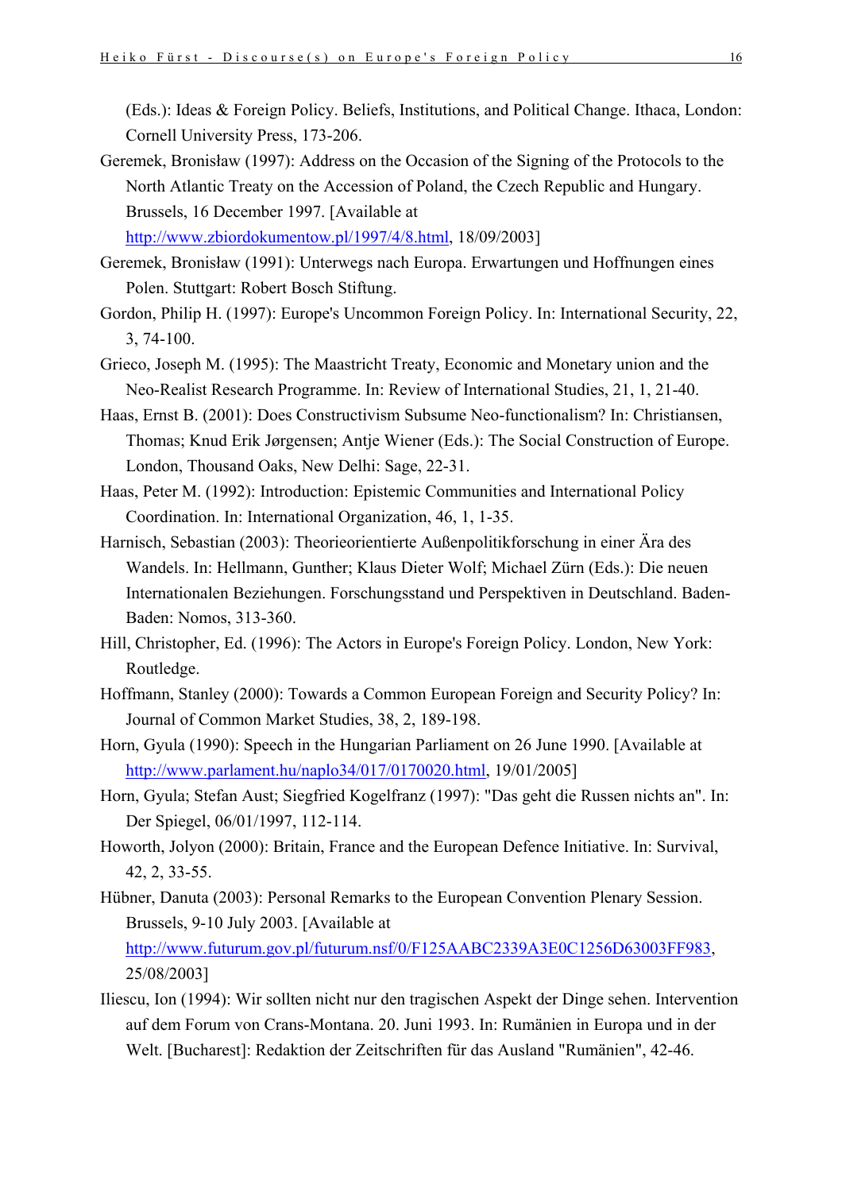(Eds.): Ideas & Foreign Policy. Beliefs, Institutions, and Political Change. Ithaca, London: Cornell University Press, 173-206.

Geremek, Bronisław (1997): Address on the Occasion of the Signing of the Protocols to the North Atlantic Treaty on the Accession of Poland, the Czech Republic and Hungary. Brussels, 16 December 1997. [Available at http://www.zbiordokumentow.pl/1997/4/8.html, 18/09/2003]

Geremek, Bronisław (1991): Unterwegs nach Europa. Erwartungen und Hoffnungen eines Polen. Stuttgart: Robert Bosch Stiftung.

Gordon, Philip H. (1997): Europe's Uncommon Foreign Policy. In: International Security, 22, 3, 74-100.

Grieco, Joseph M. (1995): The Maastricht Treaty, Economic and Monetary union and the Neo-Realist Research Programme. In: Review of International Studies, 21, 1, 21-40.

Haas, Ernst B. (2001): Does Constructivism Subsume Neo-functionalism? In: Christiansen, Thomas; Knud Erik Jørgensen; Antje Wiener (Eds.): The Social Construction of Europe. London, Thousand Oaks, New Delhi: Sage, 22-31.

Haas, Peter M. (1992): Introduction: Epistemic Communities and International Policy Coordination. In: International Organization, 46, 1, 1-35.

Harnisch, Sebastian (2003): Theorieorientierte Außenpolitikforschung in einer Ära des Wandels. In: Hellmann, Gunther; Klaus Dieter Wolf; Michael Zürn (Eds.): Die neuen Internationalen Beziehungen. Forschungsstand und Perspektiven in Deutschland. Baden-Baden: Nomos, 313-360.

Hill, Christopher, Ed. (1996): The Actors in Europe's Foreign Policy. London, New York: Routledge.

Hoffmann, Stanley (2000): Towards a Common European Foreign and Security Policy? In: Journal of Common Market Studies, 38, 2, 189-198.

Horn, Gyula (1990): Speech in the Hungarian Parliament on 26 June 1990. [Available at http://www.parlament.hu/naplo34/017/0170020.html, 19/01/2005]

Horn, Gyula; Stefan Aust; Siegfried Kogelfranz (1997): "Das geht die Russen nichts an". In: Der Spiegel, 06/01/1997, 112-114.

Howorth, Jolyon (2000): Britain, France and the European Defence Initiative. In: Survival, 42, 2, 33-55.

Hübner, Danuta (2003): Personal Remarks to the European Convention Plenary Session. Brussels, 9-10 July 2003. [Available at http://www.futurum.gov.pl/futurum.nsf/0/F125AABC2339A3E0C1256D63003FF983, 25/08/2003]

Iliescu, Ion (1994): Wir sollten nicht nur den tragischen Aspekt der Dinge sehen. Intervention auf dem Forum von Crans-Montana. 20. Juni 1993. In: Rumänien in Europa und in der Welt. [Bucharest]: Redaktion der Zeitschriften für das Ausland "Rumänien", 42-46.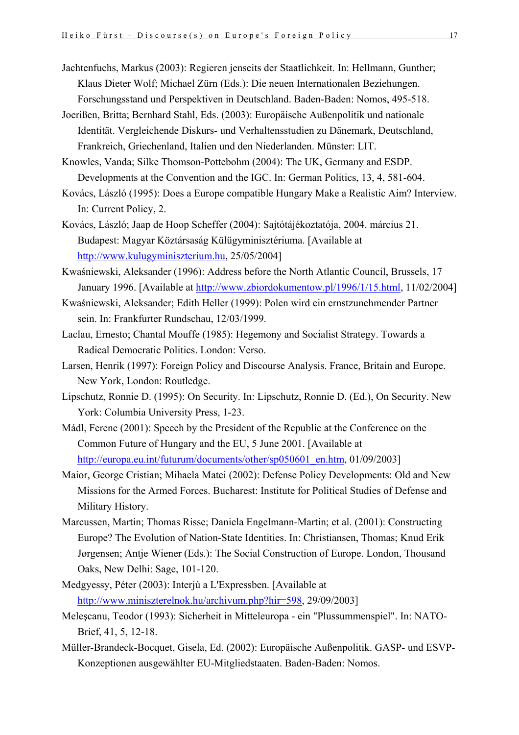Jachtenfuchs, Markus (2003): Regieren jenseits der Staatlichkeit. In: Hellmann, Gunther; Klaus Dieter Wolf; Michael Zürn (Eds.): Die neuen Internationalen Beziehungen. Forschungsstand und Perspektiven in Deutschland. Baden-Baden: Nomos, 495-518.

Joerißen, Britta; Bernhard Stahl, Eds. (2003): Europäische Außenpolitik und nationale Identität. Vergleichende Diskurs- und Verhaltensstudien zu Dänemark, Deutschland, Frankreich, Griechenland, Italien und den Niederlanden. Münster: LIT.

Knowles, Vanda; Silke Thomson-Pottebohm (2004): The UK, Germany and ESDP. Developments at the Convention and the IGC. In: German Politics, 13, 4, 581-604.

Kovács, László (1995): Does a Europe compatible Hungary Make a Realistic Aim? Interview. In: Current Policy, 2.

Kovács, László; Jaap de Hoop Scheffer (2004): Sajtótájékoztatója, 2004. március 21. Budapest: Magyar Köztársaság Külügyminisztériuma. [Available at http://www.kulugyminiszterium.hu, 25/05/2004]

Kwaśniewski, Aleksander (1996): Address before the North Atlantic Council, Brussels, 17 January 1996. [Available at http://www.zbiordokumentow.pl/1996/1/15.html, 11/02/2004]

Kwaśniewski, Aleksander; Edith Heller (1999): Polen wird ein ernstzunehmender Partner sein. In: Frankfurter Rundschau, 12/03/1999.

Laclau, Ernesto; Chantal Mouffe (1985): Hegemony and Socialist Strategy. Towards a Radical Democratic Politics. London: Verso.

Larsen, Henrik (1997): Foreign Policy and Discourse Analysis. France, Britain and Europe. New York, London: Routledge.

Lipschutz, Ronnie D. (1995): On Security. In: Lipschutz, Ronnie D. (Ed.), On Security. New York: Columbia University Press, 1-23.

Mádl, Ferenc (2001): Speech by the President of the Republic at the Conference on the Common Future of Hungary and the EU, 5 June 2001. [Available at http://europa.eu.int/futurum/documents/other/sp050601_en.htm, 01/09/2003]

Maior, George Cristian; Mihaela Matei (2002): Defense Policy Developments: Old and New Missions for the Armed Forces. Bucharest: Institute for Political Studies of Defense and Military History.

Marcussen, Martin; Thomas Risse; Daniela Engelmann-Martin; et al. (2001): Constructing Europe? The Evolution of Nation-State Identities. In: Christiansen, Thomas; Knud Erik Jørgensen; Antje Wiener (Eds.): The Social Construction of Europe. London, Thousand Oaks, New Delhi: Sage, 101-120.

Medgyessy, Péter (2003): Interjú a L'Expressben. [Available at http://www.miniszterelnok.hu/archivum.php?hir=598, 29/09/2003]

Meleşcanu, Teodor (1993): Sicherheit in Mitteleuropa - ein "Plussummenspiel". In: NATO-Brief, 41, 5, 12-18.

Müller-Brandeck-Bocquet, Gisela, Ed. (2002): Europäische Außenpolitik. GASP- und ESVP-Konzeptionen ausgewählter EU-Mitgliedstaaten. Baden-Baden: Nomos.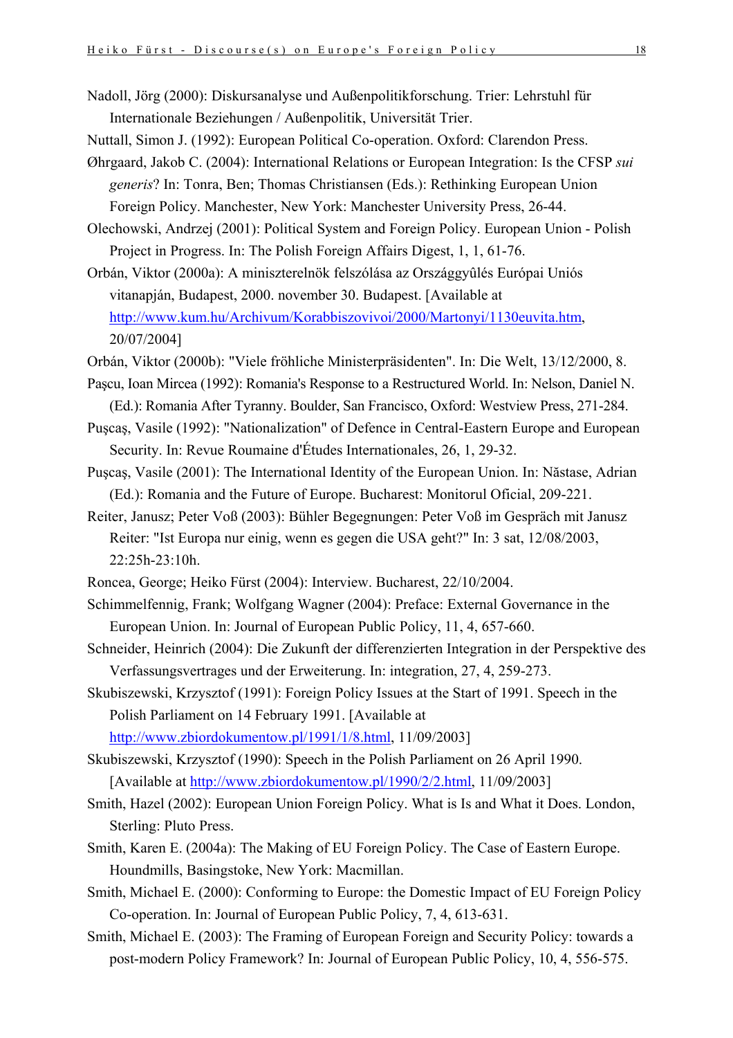Nadoll, Jörg (2000): Diskursanalyse und Außenpolitikforschung. Trier: Lehrstuhl für Internationale Beziehungen / Außenpolitik, Universität Trier.

Nuttall, Simon J. (1992): European Political Co-operation. Oxford: Clarendon Press.

Øhrgaard, Jakob C. (2004): International Relations or European Integration: Is the CFSP *sui generis*? In: Tonra, Ben; Thomas Christiansen (Eds.): Rethinking European Union Foreign Policy. Manchester, New York: Manchester University Press, 26-44.

Olechowski, Andrzej (2001): Political System and Foreign Policy. European Union - Polish Project in Progress. In: The Polish Foreign Affairs Digest, 1, 1, 61-76.

Orbán, Viktor (2000a): A miniszterelnök felszólása az Országgyûlés Európai Uniós vitanapján, Budapest, 2000. november 30. Budapest. [Available at http://www.kum.hu/Archivum/Korabbiszovivoi/2000/Martonyi/1130euvita.htm, 20/07/2004]

Orbán, Viktor (2000b): "Viele fröhliche Ministerpräsidenten". In: Die Welt, 13/12/2000, 8.

Paşcu, Ioan Mircea (1992): Romania's Response to a Restructured World. In: Nelson, Daniel N. (Ed.): Romania After Tyranny. Boulder, San Francisco, Oxford: Westview Press, 271-284.

Puşcaş, Vasile (1992): "Nationalization" of Defence in Central-Eastern Europe and European Security. In: Revue Roumaine d'Études Internationales, 26, 1, 29-32.

Puşcaş, Vasile (2001): The International Identity of the European Union. In: Năstase, Adrian (Ed.): Romania and the Future of Europe. Bucharest: Monitorul Oficial, 209-221.

Reiter, Janusz; Peter Voß (2003): Bühler Begegnungen: Peter Voß im Gespräch mit Janusz Reiter: "Ist Europa nur einig, wenn es gegen die USA geht?" In: 3 sat, 12/08/2003, 22:25h-23:10h.

Roncea, George; Heiko Fürst (2004): Interview. Bucharest, 22/10/2004.

Schimmelfennig, Frank; Wolfgang Wagner (2004): Preface: External Governance in the European Union. In: Journal of European Public Policy, 11, 4, 657-660.

Schneider, Heinrich (2004): Die Zukunft der differenzierten Integration in der Perspektive des Verfassungsvertrages und der Erweiterung. In: integration, 27, 4, 259-273.

Skubiszewski, Krzysztof (1991): Foreign Policy Issues at the Start of 1991. Speech in the Polish Parliament on 14 February 1991. [Available at http://www.zbiordokumentow.pl/1991/1/8.html, 11/09/2003]

Skubiszewski, Krzysztof (1990): Speech in the Polish Parliament on 26 April 1990. [Available at http://www.zbiordokumentow.pl/1990/2/2.html, 11/09/2003]

Smith, Hazel (2002): European Union Foreign Policy. What is Is and What it Does. London, Sterling: Pluto Press.

Smith, Karen E. (2004a): The Making of EU Foreign Policy. The Case of Eastern Europe. Houndmills, Basingstoke, New York: Macmillan.

Smith, Michael E. (2000): Conforming to Europe: the Domestic Impact of EU Foreign Policy Co-operation. In: Journal of European Public Policy, 7, 4, 613-631.

Smith, Michael E. (2003): The Framing of European Foreign and Security Policy: towards a post-modern Policy Framework? In: Journal of European Public Policy, 10, 4, 556-575.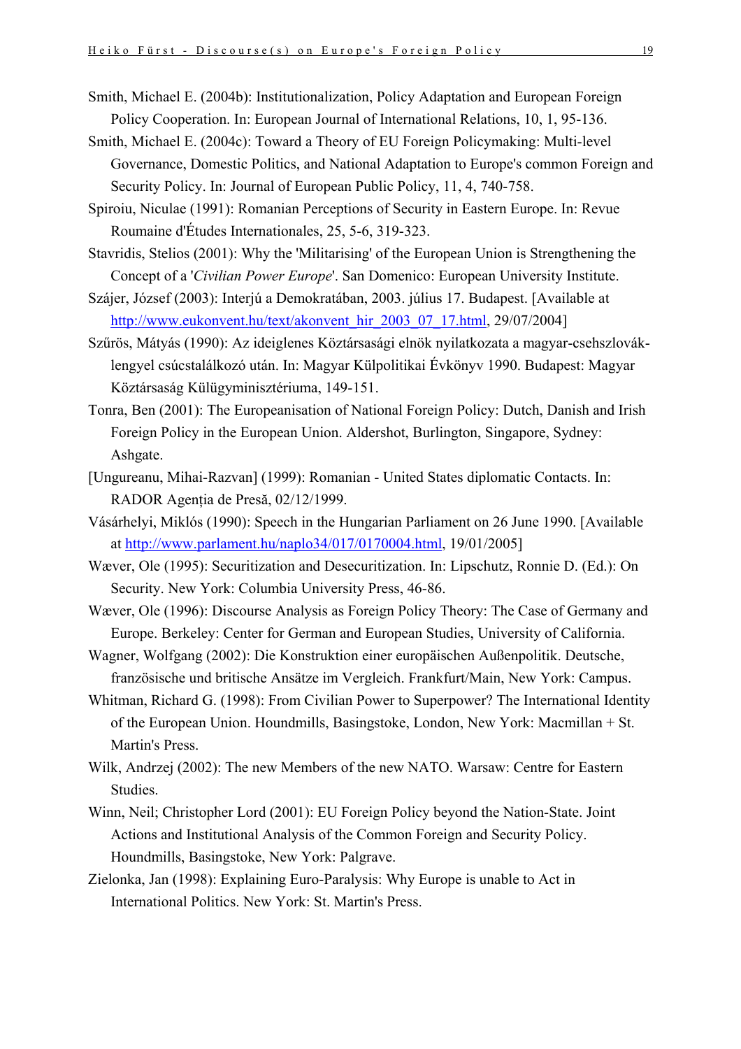Smith, Michael E. (2004b): Institutionalization, Policy Adaptation and European Foreign Policy Cooperation. In: European Journal of International Relations, 10, 1, 95-136.

Smith, Michael E. (2004c): Toward a Theory of EU Foreign Policymaking: Multi-level Governance, Domestic Politics, and National Adaptation to Europe's common Foreign and Security Policy. In: Journal of European Public Policy, 11, 4, 740-758.

Spiroiu, Niculae (1991): Romanian Perceptions of Security in Eastern Europe. In: Revue Roumaine d'Études Internationales, 25, 5-6, 319-323.

Stavridis, Stelios (2001): Why the 'Militarising' of the European Union is Strengthening the Concept of a '*Civilian Power Europe*'. San Domenico: European University Institute.

Szájer, József (2003): Interjú a Demokratában, 2003. július 17. Budapest. [Available at http://www.eukonvent.hu/text/akonvent_hir_2003_07_17.html, 29/07/2004]

Szűrös, Mátyás (1990): Az ideiglenes Köztársasági elnök nyilatkozata a magyar-csehszlovák-lengyel csúcstalálkozó után. In: Magyar Külpolitikai Évkönyv 1990. Budapest: Magyar Köztársaság Külügyminisztériuma, 149-151.

Tonra, Ben (2001): The Europeanisation of National Foreign Policy: Dutch, Danish and Irish Foreign Policy in the European Union. Aldershot, Burlington, Singapore, Sydney: Ashgate.

[Ungureanu, Mihai-Razvan] (1999): Romanian - United States diplomatic Contacts. In: RADOR Agenția de Presă, 02/12/1999.

Vásárhelyi, Miklós (1990): Speech in the Hungarian Parliament on 26 June 1990. [Available at http://www.parlament.hu/naplo34/017/0170004.html, 19/01/2005]

Wæver, Ole (1995): Securitization and Desecuritization. In: Lipschutz, Ronnie D. (Ed.): On Security. New York: Columbia University Press, 46-86.

Wæver, Ole (1996): Discourse Analysis as Foreign Policy Theory: The Case of Germany and Europe. Berkeley: Center for German and European Studies, University of California.

Wagner, Wolfgang (2002): Die Konstruktion einer europäischen Außenpolitik. Deutsche, französische und britische Ansätze im Vergleich. Frankfurt/Main, New York: Campus.

Whitman, Richard G. (1998): From Civilian Power to Superpower? The International Identity of the European Union. Houndmills, Basingstoke, London, New York: Macmillan + St. Martin's Press.

Wilk, Andrzej (2002): The new Members of the new NATO. Warsaw: Centre for Eastern Studies.

Winn, Neil; Christopher Lord (2001): EU Foreign Policy beyond the Nation-State. Joint Actions and Institutional Analysis of the Common Foreign and Security Policy. Houndmills, Basingstoke, New York: Palgrave.

Zielonka, Jan (1998): Explaining Euro-Paralysis: Why Europe is unable to Act in International Politics. New York: St. Martin's Press.